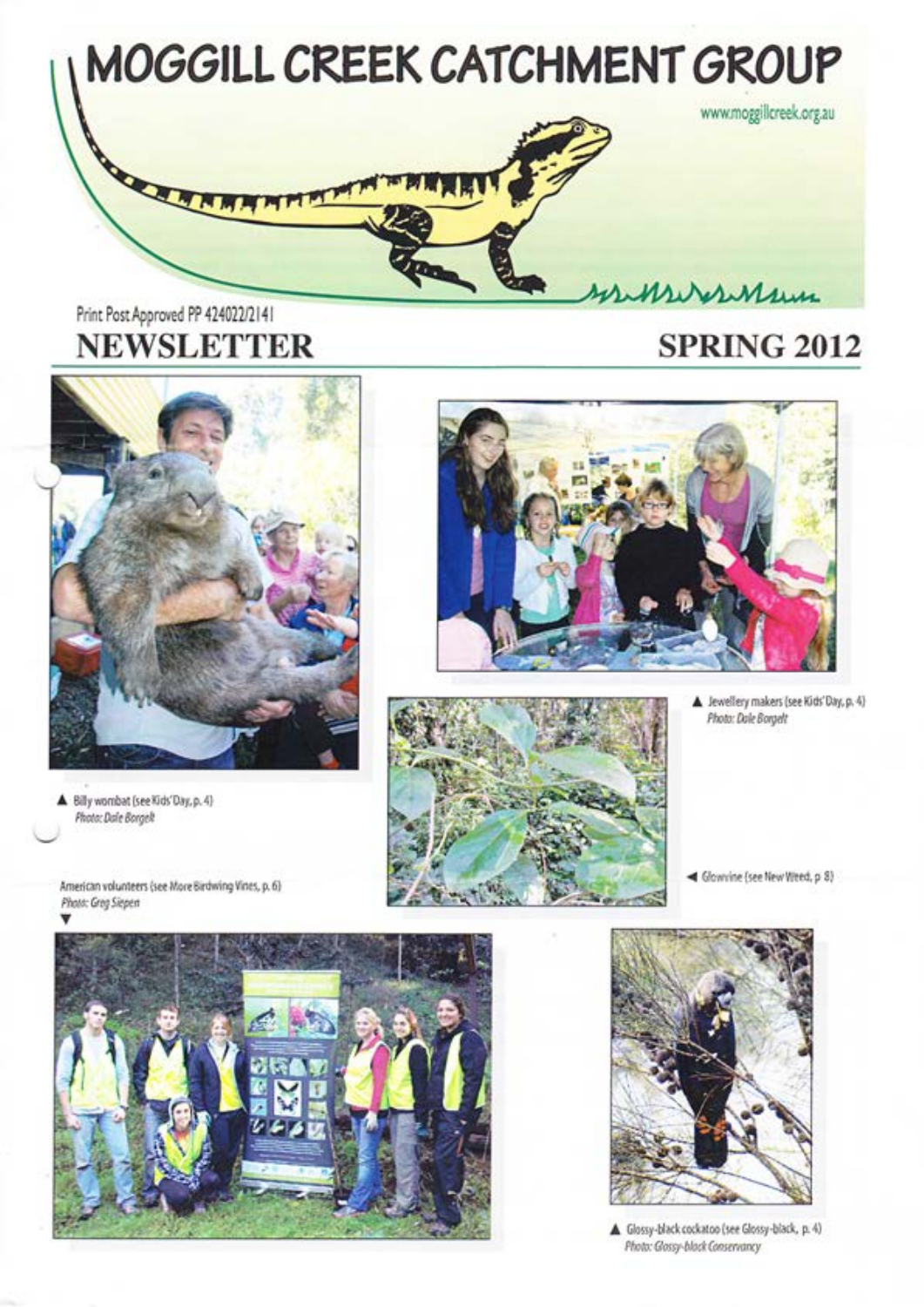# MOGGILL CREEK CATCHMENT GROUP

www.moggillcreek.org.au

Print Post Approved PP 424022/2141

## NEWSLETTER

## SPRING 2012

▲ Billy wombat (see Kids' Day, p. 4)
*Photo: Dale Borgelt*

▲ Jewellery makers (see Kids' Day, p. 4)
*Photo: Dale Borgelt*

◄ Glowvine (see New Weed, p. 8)

American volunteers (see More Birdwing Vines, p. 6)
*Photo: Greg Siepen*
▼

▲ Glossy-black cockatoo (see Glossy-black, p. 4)
*Photo: Glossy-black Conservancy*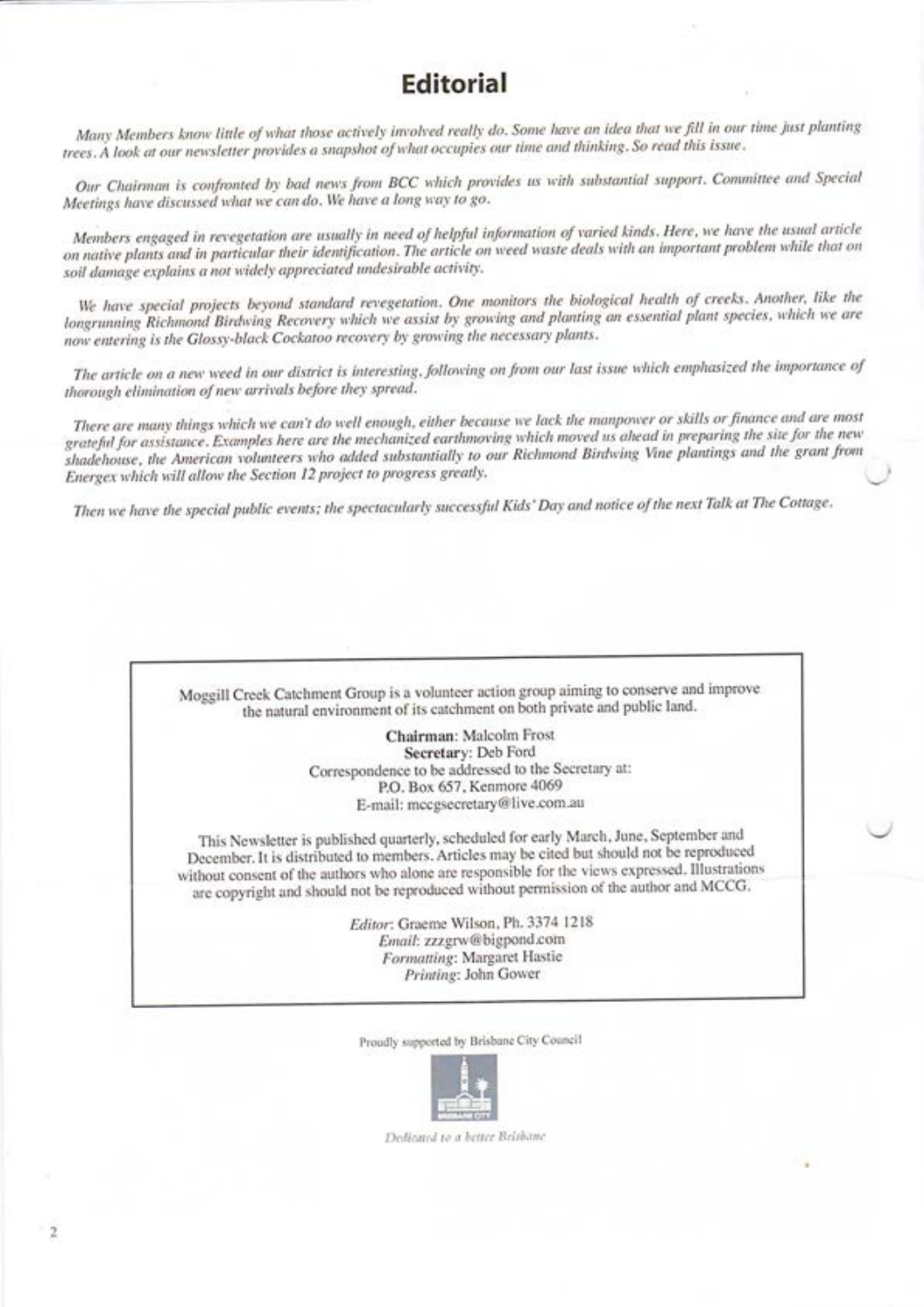# Editorial

*Many Members know little of what those actively involved really do. Some have an idea that we fill in our time just planting trees. A look at our newsletter provides a snapshot of what occupies our time and thinking. So read this issue.*

*Our Chairman is confronted by bad news from BCC which provides us with substantial support. Committee and Special Meetings have discussed what we can do. We have a long way to go.*

*Members engaged in revegetation are usually in need of helpful information of varied kinds. Here, we have the usual article on native plants and in particular their identification. The article on weed waste deals with an important problem while that on soil damage explains a not widely appreciated undesirable activity.*

*We have special projects beyond standard revegetation. One monitors the biological health of creeks. Another, like the longrunning Richmond Birdwing Recovery which we assist by growing and planting an essential plant species, which we are now entering is the Glossy-black Cockatoo recovery by growing the necessary plants.*

*The article on a new weed in our district is interesting, following on from our last issue which emphasized the importance of thorough elimination of new arrivals before they spread.*

*There are many things which we can't do well enough, either because we lack the manpower or skills or finance and are most grateful for assistance. Examples here are the mechanized earthmoving which moved us ahead in preparing the site for the new shadehouse, the American volunteers who added substantially to our Richmond Birdwing Vine plantings and the grant from Energex which will allow the Section 12 project to progress greatly.*

*Then we have the special public events; the spectacularly successful Kids' Day and notice of the next Talk at The Cottage.*

---

Moggill Creek Catchment Group is a volunteer action group aiming to conserve and improve the natural environment of its catchment on both private and public land.

**Chairman**: Malcolm Frost
**Secretary**: Deb Ford
Correspondence to be addressed to the Secretary at:
P.O. Box 657, Kenmore 4069
E-mail: mccgsecretary@live.com.au

This Newsletter is published quarterly, scheduled for early March, June, September and December. It is distributed to members. Articles may be cited but should not be reproduced without consent of the authors who alone are responsible for the views expressed. Illustrations are copyright and should not be reproduced without permission of the author and MCCG.

*Editor*: Graeme Wilson, Ph. 3374 1218
*Email*: zzzgrw@bigpond.com
*Formatting*: Margaret Hastie
*Printing*: John Gower

---

Proudly supported by Brisbane City Council

Dedicated to a better Brisbane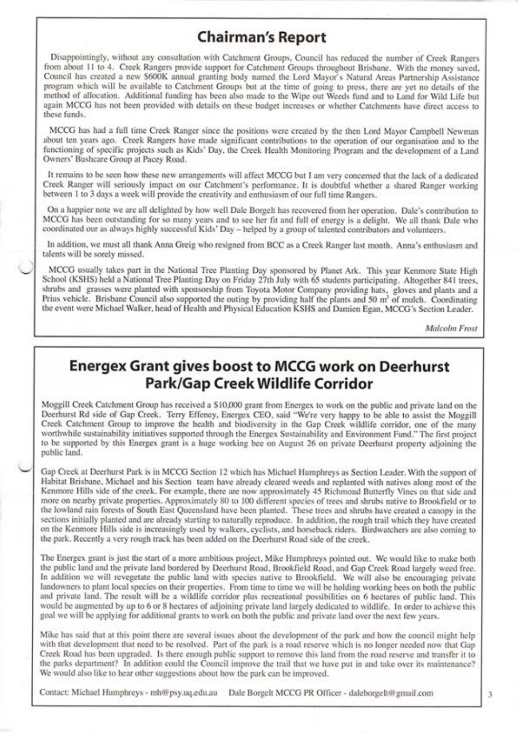## Chairman's Report

Disappointingly, without any consultation with Catchment Groups, Council has reduced the number of Creek Rangers from about 11 to 4. Creek Rangers provide support for Catchment Groups throughout Brisbane. With the money saved, Council has created a new $600K annual granting body named the Lord Mayor's Natural Areas Partnership Assistance program which will be available to Catchment Groups but at the time of going to press, there are yet no details of the method of allocation. Additional funding has been also made to the Wipe out Weeds fund and to Land for Wild Life but again MCCG has not been provided with details on these budget increases or whether Catchments have direct access to these funds.

MCCG has had a full time Creek Ranger since the positions were created by the then Lord Mayor Campbell Newman about ten years ago. Creek Rangers have made significant contributions to the operation of our organisation and to the functioning of specific projects such as Kids' Day, the Creek Health Monitoring Program and the development of a Land Owners' Bushcare Group at Pacey Road.

It remains to be seen how these new arrangements will affect MCCG but I am very concerned that the lack of a dedicated Creek Ranger will seriously impact on our Catchment's performance. It is doubtful whether a shared Ranger working between 1 to 3 days a week will provide the creativity and enthusiasm of our full time Rangers.

On a happier note we are all delighted by how well Dale Borgelt has recovered from her operation. Dale's contribution to MCCG has been outstanding for so many years and to see her fit and full of energy is a delight. We all thank Dale who coordinated our as always highly successful Kids' Day – helped by a group of talented contributors and volunteers.

In addition, we must all thank Anna Greig who resigned from BCC as a Creek Ranger last month. Anna's enthusiasm and talents will be sorely missed.

MCCG usually takes part in the National Tree Planting Day sponsored by Planet Ark. This year Kenmore State High School (KSHS) held a National Tree Planting Day on Friday 27th July with 65 students participating. Altogether 841 trees, shrubs and grasses were planted with sponsorship from Toyota Motor Company providing hats, gloves and plants and a Prius vehicle. Brisbane Council also supported the outing by providing half the plants and 50 m$^3$ of mulch. Coordinating the event were Michael Walker, head of Health and Physical Education KSHS and Damien Egan, MCCG's Section Leader.

*Malcolm Frost*

## Energex Grant gives boost to MCCG work on Deerhurst Park/Gap Creek Wildlife Corridor

Moggill Creek Catchment Group has received a $10,000 grant from Energex to work on the public and private land on the Deerhurst Rd side of Gap Creek. Terry Effeney, Energex CEO, said "We're very happy to be able to assist the Moggill Creek Catchment Group to improve the health and biodiversity in the Gap Creek wildlife corridor, one of the many worthwhile sustainability initiatives supported through the Energex Sustainability and Environment Fund." The first project to be supported by this Energex grant is a huge working bee on August 26 on private Deerhurst property adjoining the public land.

Gap Creek at Deerhurst Park is in MCCG Section 12 which has Michael Humphreys as Section Leader. With the support of Habitat Brisbane, Michael and his Section team have already cleared weeds and replanted with natives along most of the Kenmore Hills side of the creek. For example, there are now approximately 45 Richmond Butterfly Vines on that side and more on nearby private properties. Approximately 80 to 100 different species of trees and shrubs native to Brookfield or to the lowland rain forests of South East Queensland have been planted. These trees and shrubs have created a canopy in the sections initially planted and are already starting to naturally reproduce. In addition, the rough trail which they have created on the Kenmore Hills side is increasingly used by walkers, cyclists, and horseback riders. Birdwatchers are also coming to the park. Recently a very rough track has been added on the Deerhurst Road side of the creek.

The Energex grant is just the start of a more ambitious project, Mike Humphreys pointed out. We would like to make both the public land and the private land bordered by Deerhurst Road, Brookfield Road, and Gap Creek Road largely weed free. In addition we will revegetate the public land with species native to Brookfield. We will also be encouraging private landowners to plant local species on their properties. From time to time we will be holding working bees on both the public and private land. The result will be a wildlife corridor plus recreational possibilities on 6 hectares of public land. This would be augmented by up to 6 or 8 hectares of adjoining private land largely dedicated to wildlife. In order to achieve this goal we will be applying for additional grants to work on both the public and private land over the next few years.

Mike has said that at this point there are several issues about the development of the park and how the council might help with that development that need to be resolved. Part of the park is a road reserve which is no longer needed now that Gap Creek Road has been upgraded. Is there enough public support to remove this land from the road reserve and transfer it to the parks department? In addition could the Council improve the trail that we have put in and take over its maintenance? We would also like to hear other suggestions about how the park can be improved.

Contact: Michael Humphreys - mh@psy.uq.edu.au  Dale Borgelt MCCG PR Officer - daleborgelt@gmail.com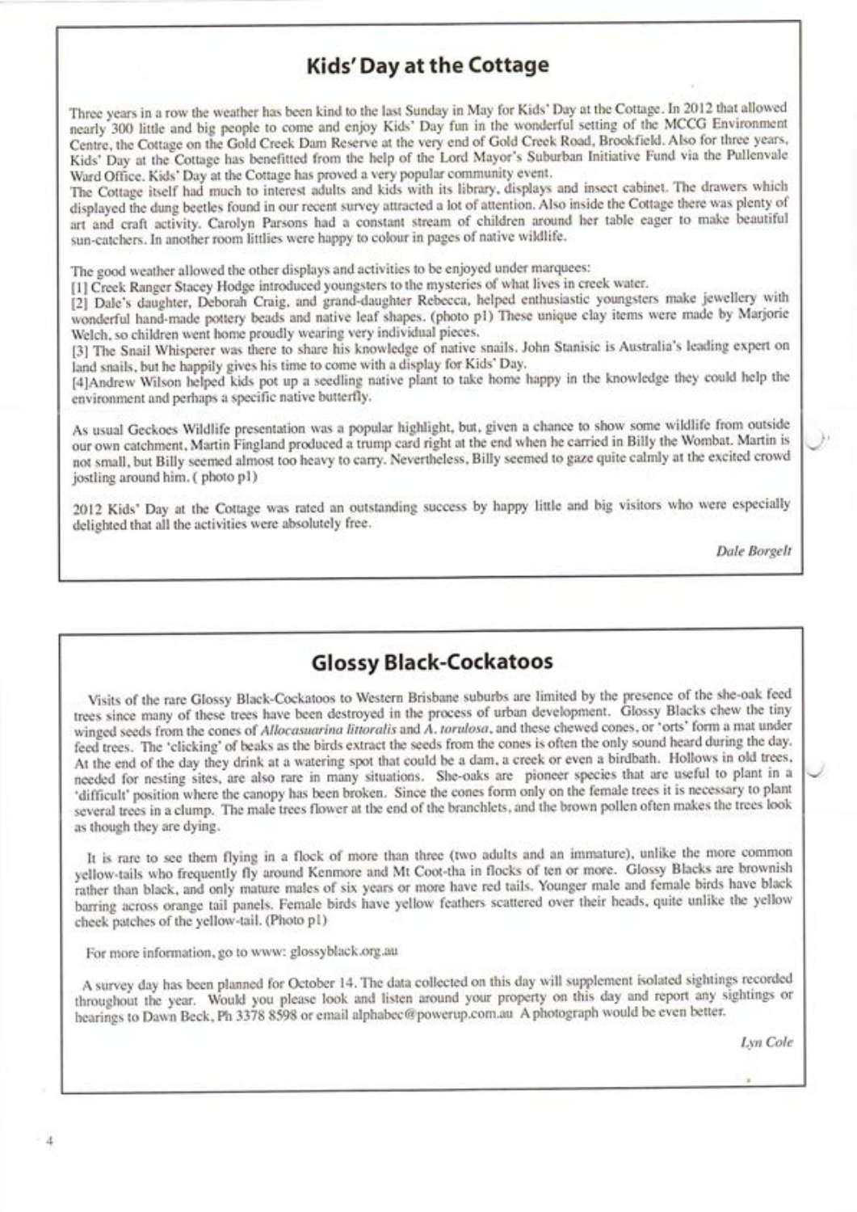## Kids' Day at the Cottage

Three years in a row the weather has been kind to the last Sunday in May for Kids' Day at the Cottage. In 2012 that allowed nearly 300 little and big people to come and enjoy Kids' Day fun in the wonderful setting of the MCCG Environment Centre, the Cottage on the Gold Creek Dam Reserve at the very end of Gold Creek Road, Brookfield. Also for three years, Kids' Day at the Cottage has benefitted from the help of the Lord Mayor's Suburban Initiative Fund via the Pullenvale Ward Office. Kids' Day at the Cottage has proved a very popular community event.

The Cottage itself had much to interest adults and kids with its library, displays and insect cabinet. The drawers which displayed the dung beetles found in our recent survey attracted a lot of attention. Also inside the Cottage there was plenty of art and craft activity. Carolyn Parsons had a constant stream of children around her table eager to make beautiful sun-catchers. In another room littlies were happy to colour in pages of native wildlife.

The good weather allowed the other displays and activities to be enjoyed under marquees:

[1] Creek Ranger Stacey Hodge introduced youngsters to the mysteries of what lives in creek water.

[2] Dale's daughter, Deborah Craig, and grand-daughter Rebecca, helped enthusiastic youngsters make jewellery with wonderful hand-made pottery beads and native leaf shapes. (photo p1) These unique clay items were made by Marjorie Welch, so children went home proudly wearing very individual pieces.

[3] The Snail Whisperer was there to share his knowledge of native snails. John Stanisic is Australia's leading expert on land snails, but he happily gives his time to come with a display for Kids' Day.

[4]Andrew Wilson helped kids pot up a seedling native plant to take home happy in the knowledge they could help the environment and perhaps a specific native butterfly.

As usual Geckoes Wildlife presentation was a popular highlight, but, given a chance to show some wildlife from outside our own catchment, Martin Fingland produced a trump card right at the end when he carried in Billy the Wombat. Martin is not small, but Billy seemed almost too heavy to carry. Nevertheless, Billy seemed to gaze quite calmly at the excited crowd jostling around him. ( photo p1)

2012 Kids' Day at the Cottage was rated an outstanding success by happy little and big visitors who were especially delighted that all the activities were absolutely free.

*Dale Borgelt*

## Glossy Black-Cockatoos

Visits of the rare Glossy Black-Cockatoos to Western Brisbane suburbs are limited by the presence of the she-oak feed trees since many of these trees have been destroyed in the process of urban development. Glossy Blacks chew the tiny winged seeds from the cones of *Allocasuarina littoralis* and *A. torulosa*, and these chewed cones, or 'orts' form a mat under feed trees. The 'clicking' of beaks as the birds extract the seeds from the cones is often the only sound heard during the day. At the end of the day they drink at a watering spot that could be a dam, a creek or even a birdbath. Hollows in old trees, needed for nesting sites, are also rare in many situations. She-oaks are pioneer species that are useful to plant in a 'difficult' position where the canopy has been broken. Since the cones form only on the female trees it is necessary to plant several trees in a clump. The male trees flower at the end of the branchlets, and the brown pollen often makes the trees look as though they are dying.

It is rare to see them flying in a flock of more than three (two adults and an immature), unlike the more common yellow-tails who frequently fly around Kenmore and Mt Coot-tha in flocks of ten or more. Glossy Blacks are brownish rather than black, and only mature males of six years or more have red tails. Younger male and female birds have black barring across orange tail panels. Female birds have yellow feathers scattered over their heads, quite unlike the yellow cheek patches of the yellow-tail. (Photo p1)

For more information, go to www: glossyblack.org.au

A survey day has been planned for October 14. The data collected on this day will supplement isolated sightings recorded throughout the year. Would you please look and listen around your property on this day and report any sightings or hearings to Dawn Beck, Ph 3378 8598 or email alphabec@powerup.com.au A photograph would be even better.

*Lyn Cole*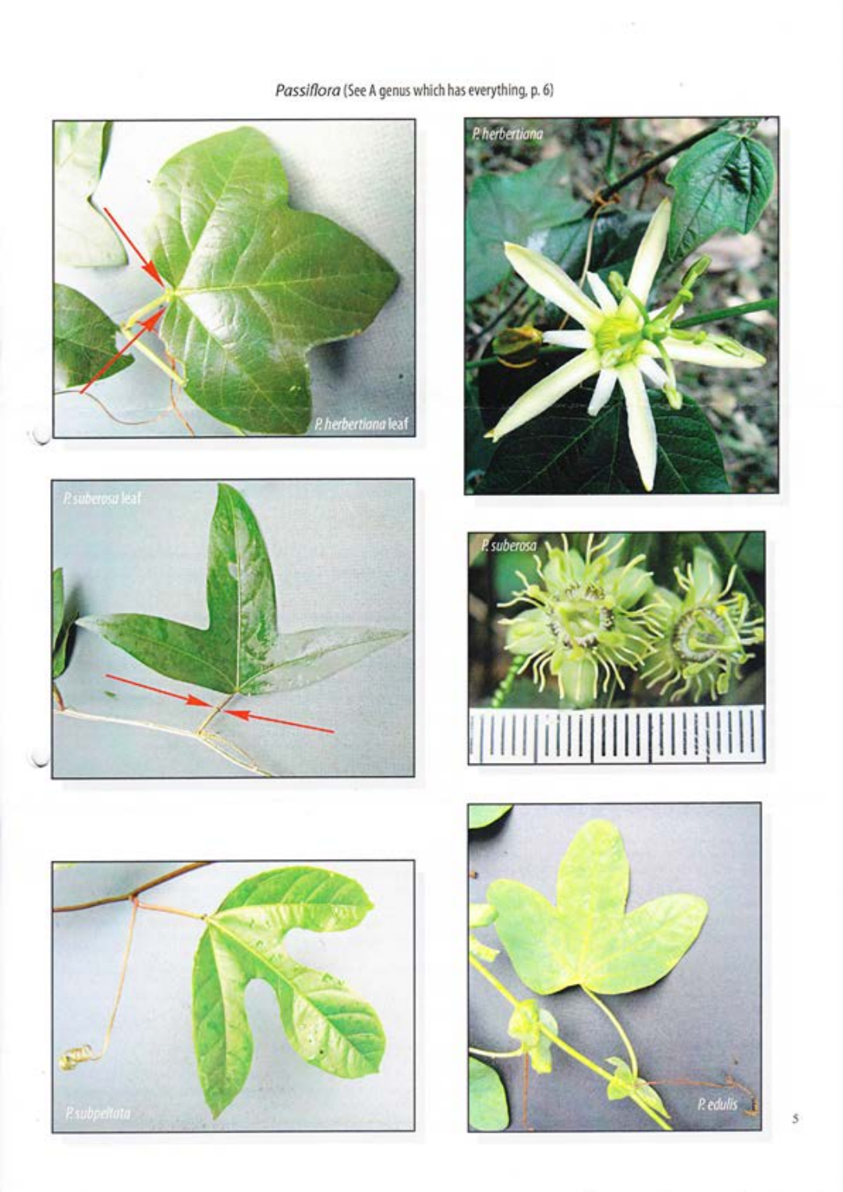*Passiflora* (See A genus which has everything, p. 6)

*P. herbertiana* leaf

*P. herbertiana*

*P. suberosa* leaf

*P. suberosa*

*P. subpeltata*

*P. edulis*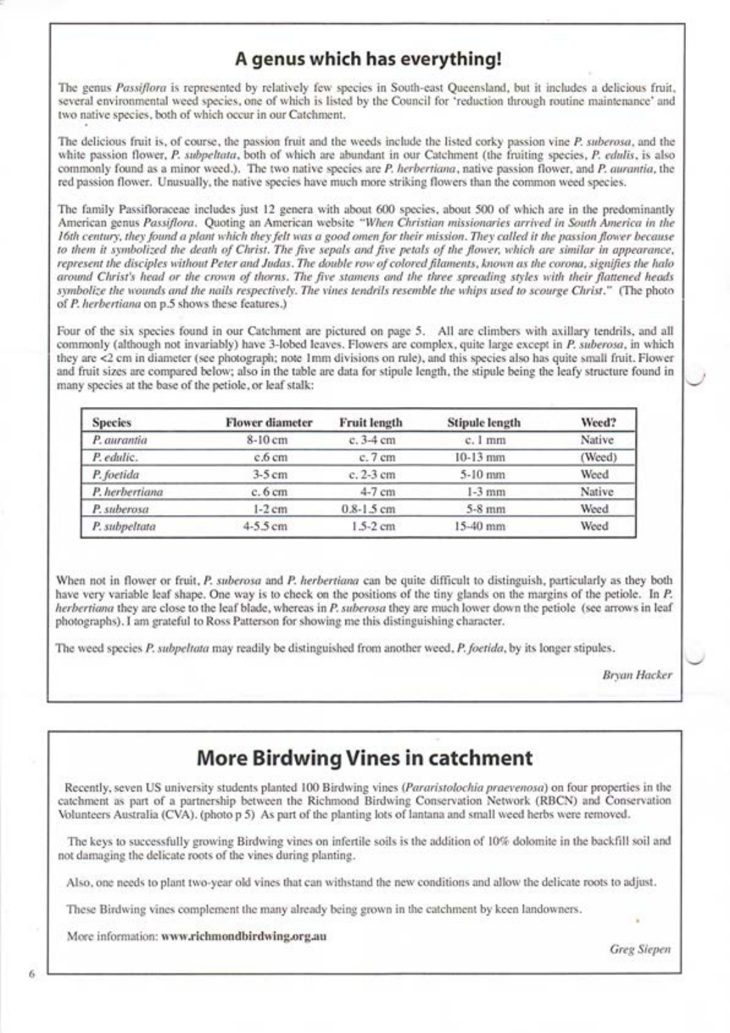## A genus which has everything!

The genus *Passiflora* is represented by relatively few species in South-east Queensland, but it includes a delicious fruit, several environmental weed species, one of which is listed by the Council for 'reduction through routine maintenance' and two native species, both of which occur in our Catchment.

The delicious fruit is, of course, the passion fruit and the weeds include the listed corky passion vine *P. suberosa*, and the white passion flower, *P. subpeltata*, both of which are abundant in our Catchment (the fruiting species, *P. edulis*, is also commonly found as a minor weed.). The two native species are *P. herbertiana*, native passion flower, and *P. aurantia*, the red passion flower. Unusually, the native species have much more striking flowers than the common weed species.

The family Passifloraceae includes just 12 genera with about 600 species, about 500 of which are in the predominantly American genus *Passiflora*. Quoting an American website *"When Christian missionaries arrived in South America in the 16th century, they found a plant which they felt was a good omen for their mission. They called it the passion flower because to them it symbolized the death of Christ. The five sepals and five petals of the flower, which are similar in appearance, represent the disciples without Peter and Judas. The double row of colored filaments, known as the corona, signifies the halo around Christ's head or the crown of thorns. The five stamens and the three spreading styles with their flattened heads symbolize the wounds and the nails respectively. The vines tendrils resemble the whips used to scourge Christ."* (The photo of *P. herbertiana* on p.5 shows these features.)

Four of the six species found in our Catchment are pictured on page 5. All are climbers with axillary tendrils, and all commonly (although not invariably) have 3-lobed leaves. Flowers are complex, quite large except in *P. suberosa*, in which they are <2 cm in diameter (see photograph; note 1mm divisions on rule), and this species also has quite small fruit. Flower and fruit sizes are compared below; also in the table are data for stipule length, the stipule being the leafy structure found in many species at the base of the petiole, or leaf stalk:

| Species | Flower diameter | Fruit length | Stipule length | Weed? |
|---|---|---|---|---|
| *P. aurantia* | 8-10 cm | c. 3-4 cm | c. 1 mm | Native |
| *P. edulic.* | c.6 cm | c. 7 cm | 10-13 mm | (Weed) |
| *P. foetida* | 3-5 cm | c. 2-3 cm | 5-10 mm | Weed |
| *P. herbertiana* | c. 6 cm | 4-7 cm | 1-3 mm | Native |
| *P. suberosa* | 1-2 cm | 0.8-1.5 cm | 5-8 mm | Weed |
| *P. subpeltata* | 4-5.5 cm | 1.5-2 cm | 15-40 mm | Weed |

When not in flower or fruit, *P. suberosa* and *P. herbertiana* can be quite difficult to distinguish, particularly as they both have very variable leaf shape. One way is to check on the positions of the tiny glands on the margins of the petiole. In *P. herbertiana* they are close to the leaf blade, whereas in *P. suberosa* they are much lower down the petiole (see arrows in leaf photographs). I am grateful to Ross Patterson for showing me this distinguishing character.

The weed species *P. subpeltata* may readily be distinguished from another weed, *P. foetida*, by its longer stipules.

*Bryan Hacker*

## More Birdwing Vines in catchment

Recently, seven US university students planted 100 Birdwing vines (*Pararistolochia praevenosa*) on four properties in the catchment as part of a partnership between the Richmond Birdwing Conservation Network (RBCN) and Conservation Volunteers Australia (CVA). (photo p 5) As part of the planting lots of lantana and small weed herbs were removed.

The keys to successfully growing Birdwing vines on infertile soils is the addition of 10% dolomite in the backfill soil and not damaging the delicate roots of the vines during planting.

Also, one needs to plant two-year old vines that can withstand the new conditions and allow the delicate roots to adjust.

These Birdwing vines complement the many already being grown in the catchment by keen landowners.

More information: **www.richmondbirdwing.org.au**

*Greg Siepen*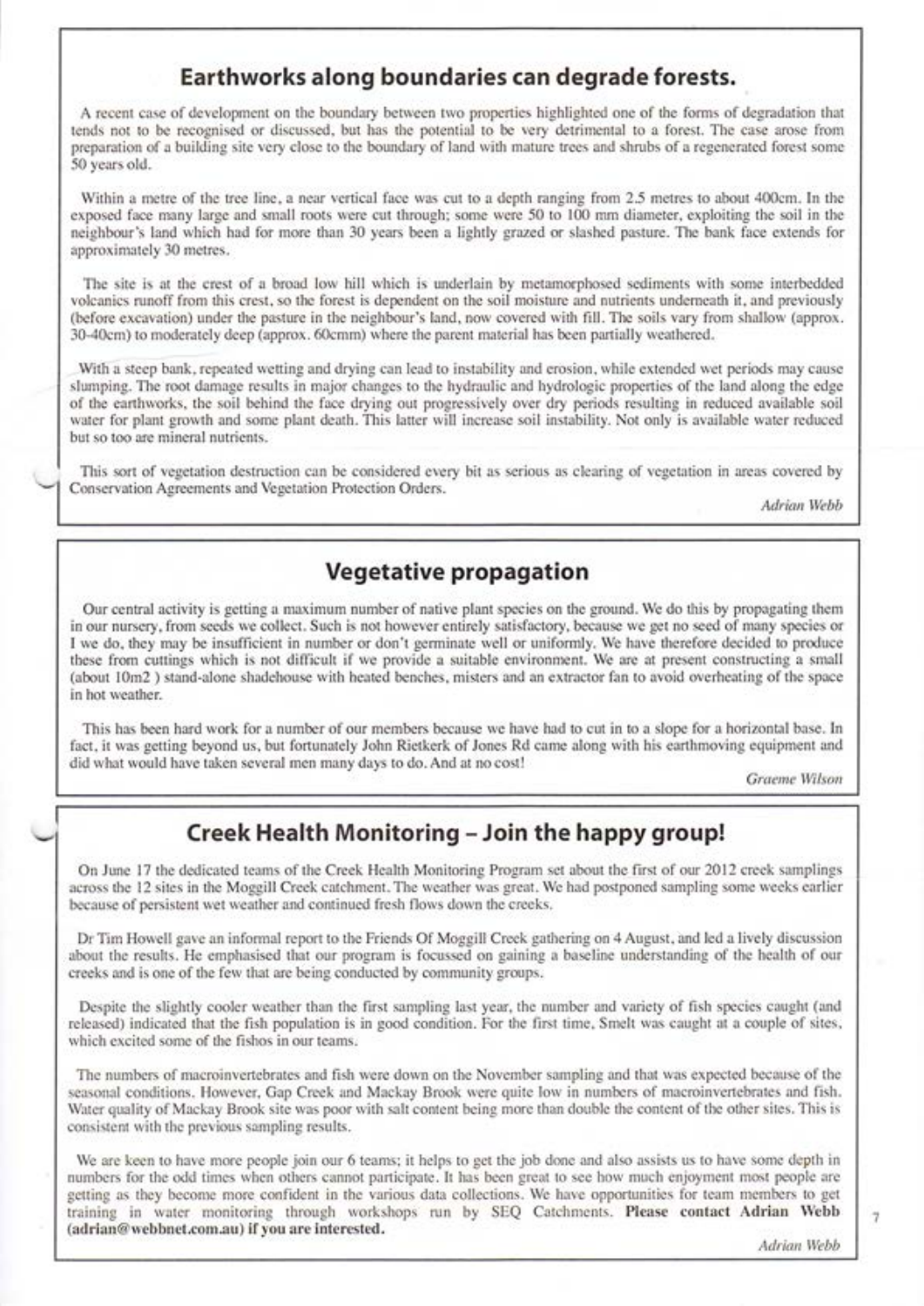## Earthworks along boundaries can degrade forests.

A recent case of development on the boundary between two properties highlighted one of the forms of degradation that tends not to be recognised or discussed, but has the potential to be very detrimental to a forest. The case arose from preparation of a building site very close to the boundary of land with mature trees and shrubs of a regenerated forest some 50 years old.

Within a metre of the tree line, a near vertical face was cut to a depth ranging from 2.5 metres to about 400cm. In the exposed face many large and small roots were cut through; some were 50 to 100 mm diameter, exploiting the soil in the neighbour's land which had for more than 30 years been a lightly grazed or slashed pasture. The bank face extends for approximately 30 metres.

The site is at the crest of a broad low hill which is underlain by metamorphosed sediments with some interbedded volcanics runoff from this crest, so the forest is dependent on the soil moisture and nutrients underneath it, and previously (before excavation) under the pasture in the neighbour's land, now covered with fill. The soils vary from shallow (approx. 30-40cm) to moderately deep (approx. 60cmm) where the parent material has been partially weathered.

With a steep bank, repeated wetting and drying can lead to instability and erosion, while extended wet periods may cause slumping. The root damage results in major changes to the hydraulic and hydrologic properties of the land along the edge of the earthworks, the soil behind the face drying out progressively over dry periods resulting in reduced available soil water for plant growth and some plant death. This latter will increase soil instability. Not only is available water reduced but so too are mineral nutrients.

This sort of vegetation destruction can be considered every bit as serious as clearing of vegetation in areas covered by Conservation Agreements and Vegetation Protection Orders.

*Adrian Webb*

## Vegetative propagation

Our central activity is getting a maximum number of native plant species on the ground. We do this by propagating them in our nursery, from seeds we collect. Such is not however entirely satisfactory, because we get no seed of many species or I we do, they may be insufficient in number or don't germinate well or uniformly. We have therefore decided to produce these from cuttings which is not difficult if we provide a suitable environment. We are at present constructing a small (about 10m2 ) stand-alone shadehouse with heated benches, misters and an extractor fan to avoid overheating of the space in hot weather.

This has been hard work for a number of our members because we have had to cut in to a slope for a horizontal base. In fact, it was getting beyond us, but fortunately John Rietkerk of Jones Rd came along with his earthmoving equipment and did what would have taken several men many days to do. And at no cost!

*Graeme Wilson*

## Creek Health Monitoring – Join the happy group!

On June 17 the dedicated teams of the Creek Health Monitoring Program set about the first of our 2012 creek samplings across the 12 sites in the Moggill Creek catchment. The weather was great. We had postponed sampling some weeks earlier because of persistent wet weather and continued fresh flows down the creeks.

Dr Tim Howell gave an informal report to the Friends Of Moggill Creek gathering on 4 August, and led a lively discussion about the results. He emphasised that our program is focussed on gaining a baseline understanding of the health of our creeks and is one of the few that are being conducted by community groups.

Despite the slightly cooler weather than the first sampling last year, the number and variety of fish species caught (and released) indicated that the fish population is in good condition. For the first time, Smelt was caught at a couple of sites, which excited some of the fishos in our teams.

The numbers of macroinvertebrates and fish were down on the November sampling and that was expected because of the seasonal conditions. However, Gap Creek and Mackay Brook were quite low in numbers of macroinvertebrates and fish. Water quality of Mackay Brook site was poor with salt content being more than double the content of the other sites. This is consistent with the previous sampling results.

We are keen to have more people join our 6 teams; it helps to get the job done and also assists us to have some depth in numbers for the odd times when others cannot participate. It has been great to see how much enjoyment most people are getting as they become more confident in the various data collections. We have opportunities for team members to get training in water monitoring through workshops run by SEQ Catchments. **Please contact Adrian Webb (adrian@webbnet.com.au) if you are interested.**

*Adrian Webb*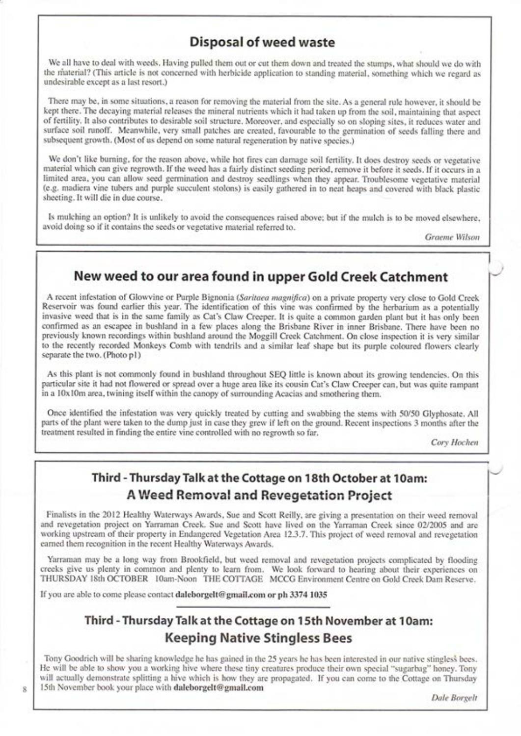## Disposal of weed waste

We all have to deal with weeds. Having pulled them out or cut them down and treated the stumps, what should we do with the material? (This article is not concerned with herbicide application to standing material, something which we regard as undesirable except as a last resort.)

There may be, in some situations, a reason for removing the material from the site. As a general rule however, it should be kept there. The decaying material releases the mineral nutrients which it had taken up from the soil, maintaining that aspect of fertility. It also contributes to desirable soil structure. Moreover, and especially so on sloping sites, it reduces water and surface soil runoff. Meanwhile, very small patches are created, favourable to the germination of seeds falling there and subsequent growth. (Most of us depend on some natural regeneration by native species.)

We don't like burning, for the reason above, while hot fires can damage soil fertility. It does destroy seeds or vegetative material which can give regrowth. If the weed has a fairly distinct seeding period, remove it before it seeds. If it occurs in a limited area, you can allow seed germination and destroy seedlings when they appear. Troublesome vegetative material (e.g. madiera vine tubers and purple succulent stolons) is easily gathered in to neat heaps and covered with black plastic sheeting. It will die in due course.

Is mulching an option? It is unlikely to avoid the consequences raised above; but if the mulch is to be moved elsewhere, avoid doing so if it contains the seeds or vegetative material referred to.

*Graeme Wilson*

## New weed to our area found in upper Gold Creek Catchment

A recent infestation of Glowvine or Purple Bignonia (*Saritaea magnifica*) on a private property very close to Gold Creek Reservoir was found earlier this year. The identification of this vine was confirmed by the herbarium as a potentially invasive weed that is in the same family as Cat's Claw Creeper. It is quite a common garden plant but it has only been confirmed as an escapee in bushland in a few places along the Brisbane River in inner Brisbane. There have been no previously known recordings within bushland around the Moggill Creek Catchment. On close inspection it is very similar to the recently recorded Monkeys Comb with tendrils and a similar leaf shape but its purple coloured flowers clearly separate the two. (Photo p1)

As this plant is not commonly found in bushland throughout SEQ little is known about its growing tendencies. On this particular site it had not flowered or spread over a huge area like its cousin Cat's Claw Creeper can, but was quite rampant in a 10x10m area, twining itself within the canopy of surrounding Acacias and smothering them.

Once identified the infestation was very quickly treated by cutting and swabbing the stems with 50/50 Glyphosate. All parts of the plant were taken to the dump just in case they grew if left on the ground. Recent inspections 3 months after the treatment resulted in finding the entire vine controlled with no regrowth so far.

*Cory Hochen*

## Third - Thursday Talk at the Cottage on 18th October at 10am: A Weed Removal and Revegetation Project

Finalists in the 2012 Healthy Waterways Awards, Sue and Scott Reilly, are giving a presentation on their weed removal and revegetation project on Yarraman Creek. Sue and Scott have lived on the Yarraman Creek since 02/2005 and are working upstream of their property in Endangered Vegetation Area 12.3.7. This project of weed removal and revegetation earned them recognition in the recent Healthy Waterways Awards.

Yarraman may be a long way from Brookfield, but weed removal and revegetation projects complicated by flooding creeks give us plenty in common and plenty to learn from. We look forward to hearing about their experiences on THURSDAY 18th OCTOBER 10am-Noon THE COTTAGE MCCG Environment Centre on Gold Creek Dam Reserve.

If you are able to come please contact **daleborgelt@gmail.com or ph 3374 1035**

## Third - Thursday Talk at the Cottage on 15th November at 10am: Keeping Native Stingless Bees

Tony Goodrich will be sharing knowledge he has gained in the 25 years he has been interested in our native stingless bees. He will be able to show you a working hive where these tiny creatures produce their own special "sugarbag" honey. Tony will actually demonstrate splitting a hive which is how they are propagated. If you can come to the Cottage on Thursday 15th November book your place with **daleborgelt@gmail.com**

*Dale Borgelt*